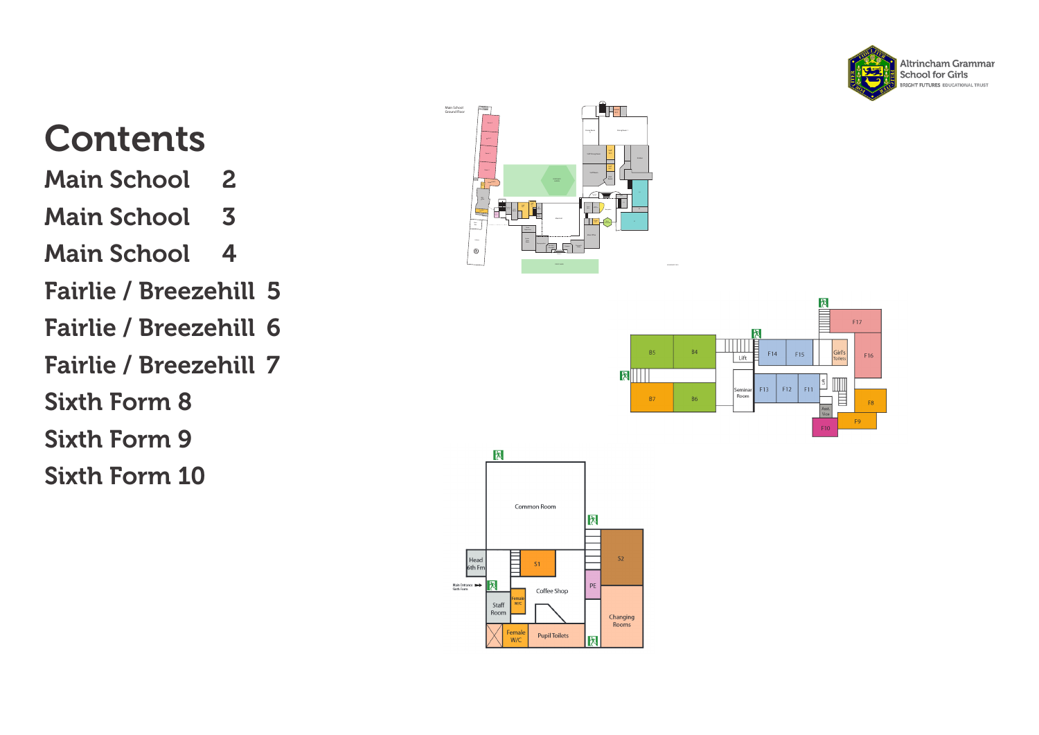Altrincham Grammar School for Girls
BRIGHT FUTURES EDUCATIONAL TRUST

# Contents

| | |
|---|---|
| Main School | 2 |
| Main School | 3 |
| Main School | 4 |
| Fairlie / Breezehill | 5 |
| Fairlie / Breezehill | 6 |
| Fairlie / Breezehill | 7 |
| Sixth Form | 8 |
| Sixth Form | 9 |
| Sixth Form | 10 |

Main School Ground Floor

B5 B4 Lift F14 F15 Girl's Toilets F17 F16 B7 B6 Seminar Room F13 F12 F11 Asst. Vice F8 F9 F10

Common Room Head 6th Frm S1 S2 Main Entrance Sixth Form Coffee Shop PE Staff Room Female W/C Changing Rooms Female W/C Pupil Toilets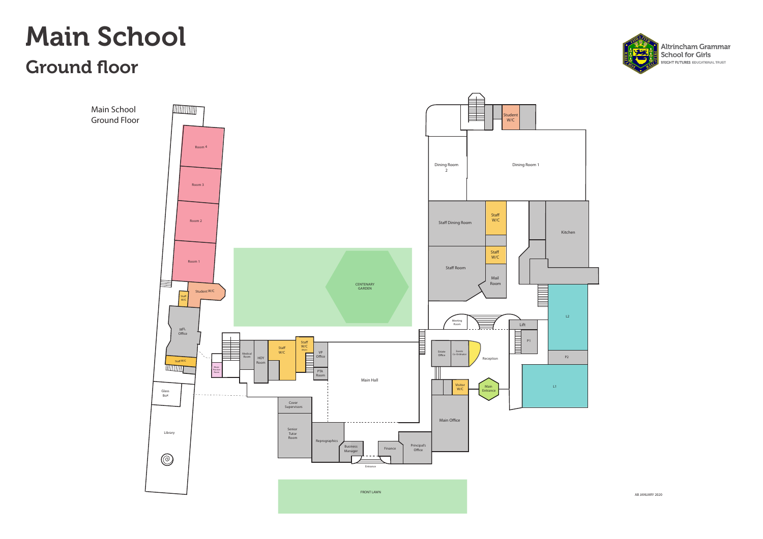# Main School

## Ground floor

Altrincham Grammar School for Girls
BRIGHT FUTURES EDUCATIONAL TRUST

Main School Ground Floor

Room 4
Room 3
Room 2
Room 1
Student W/C
Staff W/C
MFL Office
Staff W/C
Music Practice Room
Glass Box
Library
CENTENARY GARDEN
Medical Room
HOY Room
Staff W/C
Staff W/C (Male)
VP Office
PTA Room
Main Hall
Cover Supervisors
Senior Tutor Room
Reprographics
Business Manager
Entrance
Finance
Principal's Office
FRONT LAWN
Student W/C
Dining Room 2
Dining Room 1
Staff Dining Room
Staff W/C
Staff W/C
Kitchen
Staff Room
Mail Room
Meeting Room
Lift
P1
L2
P2
L1
Estate Office
Events Co-Ordinator
Reception
Visitor W/C
Main Entrance
Main Office

AB JANUARY 2020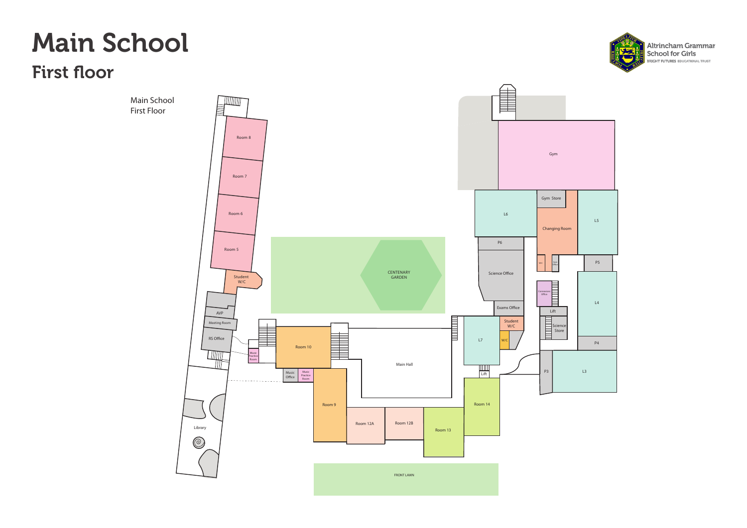# Main School

## First floor

Altrincham Grammar School for Girls
BRIGHT FUTURES EDUCATIONAL TRUST

Main School
First Floor

Room 8
Room 7
Room 6
Room 5
Student W/C
AVP
Meeting Room
RS Office
Music Practice Room
Library
Room 10
Music Office
Music Practice Room
Room 9
Room 12A
Room 12B
Room 13
Main Hall
Room 14
CENTENARY GARDEN
FRONT LAWN
Gym
Gym Store
L6
Changing Room
L5
P6
Science Office
W/C
Gym Office
P5
Connexions Office
L4
Exams Office
Lift
Student W/C
Science Store
L7
W/C
P4
Lift
P3
L3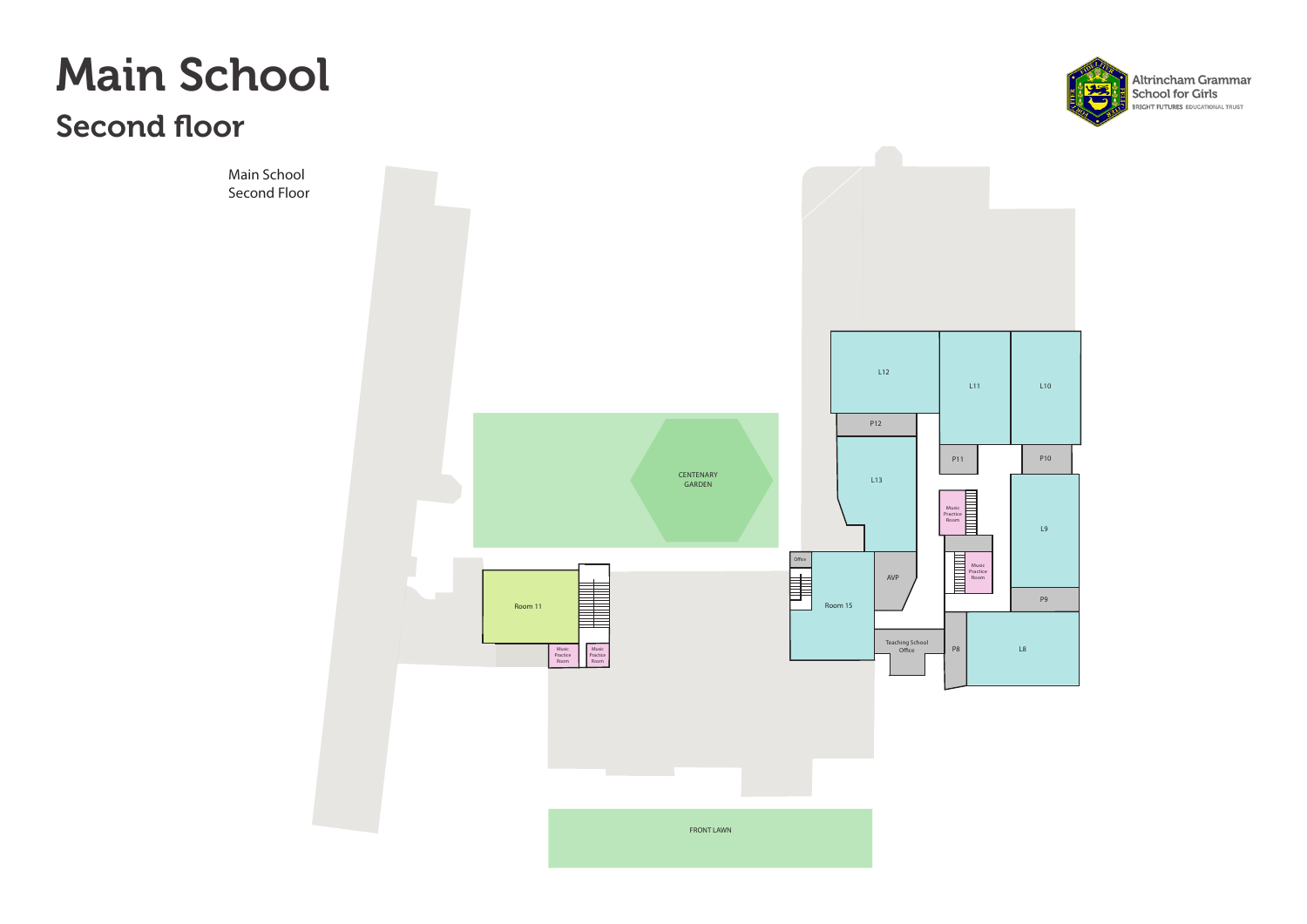# Main School

## Second floor

Altrincham Grammar School for Girls
BRIGHT FUTURES EDUCATIONAL TRUST

Main School
Second Floor

L12

L11

L10

P12

P11

P10

L13

CENTENARY GARDEN

Music Practice Room

L9

Office

AVP

Music Practice Room

Room 11

Room 15

P9

Music Practice Room

Music Practice Room

Teaching School Office

P8

L8

FRONT LAWN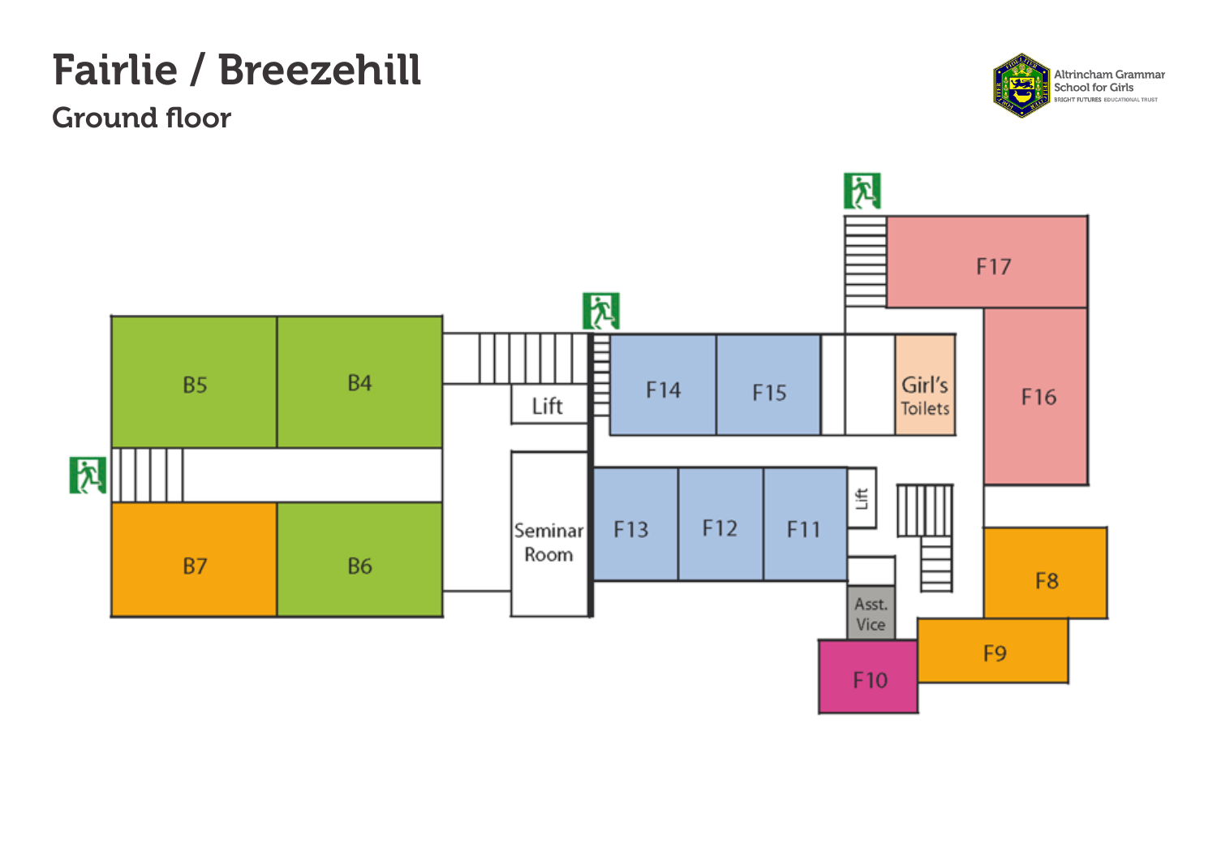# Fairlie / Breezehill

## Ground floor

Altrincham Grammar School for Girls
BRIGHT FUTURES EDUCATIONAL TRUST

B5

B4

Lift

F14

F15

Girl's Toilets

F17

F16

B7

B6

Seminar Room

F13

F12

F11

Lift

Asst. Vice

F8

F9

F10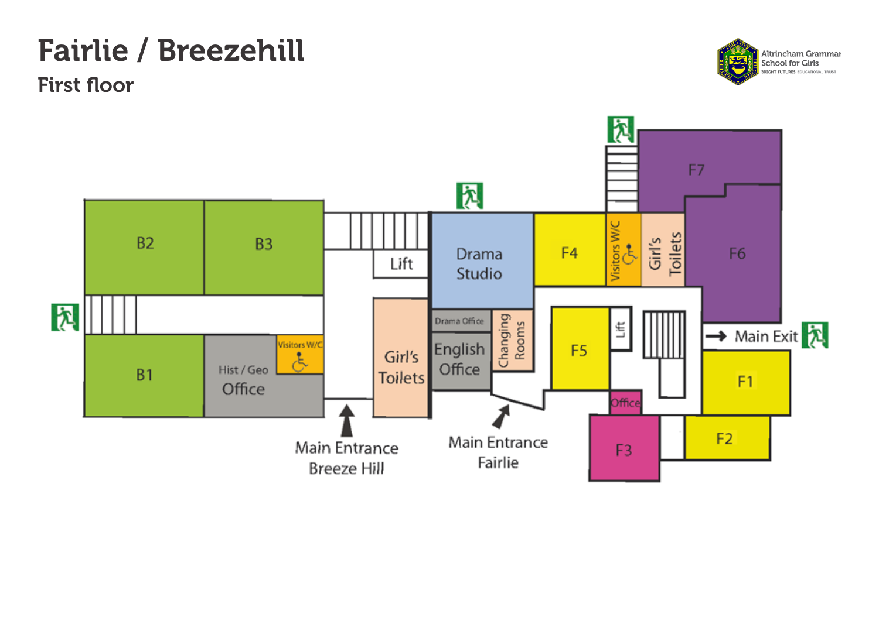# Fairlie / Breezehill

## First floor

Altrincham Grammar School for Girls
BRIGHT FUTURES EDUCATIONAL TRUST

B2

B3

Lift

Drama Studio

F4

Visitors W/C

Girl's Toilets

F7

F6

B1

Hist / Geo Office

Visitors W/C

Girl's Toilets

Drama Office

English Office

Changing Rooms

F5

Lift

Main Exit

F1

Office

F3

F2

Main Entrance Breeze Hill

Main Entrance Fairlie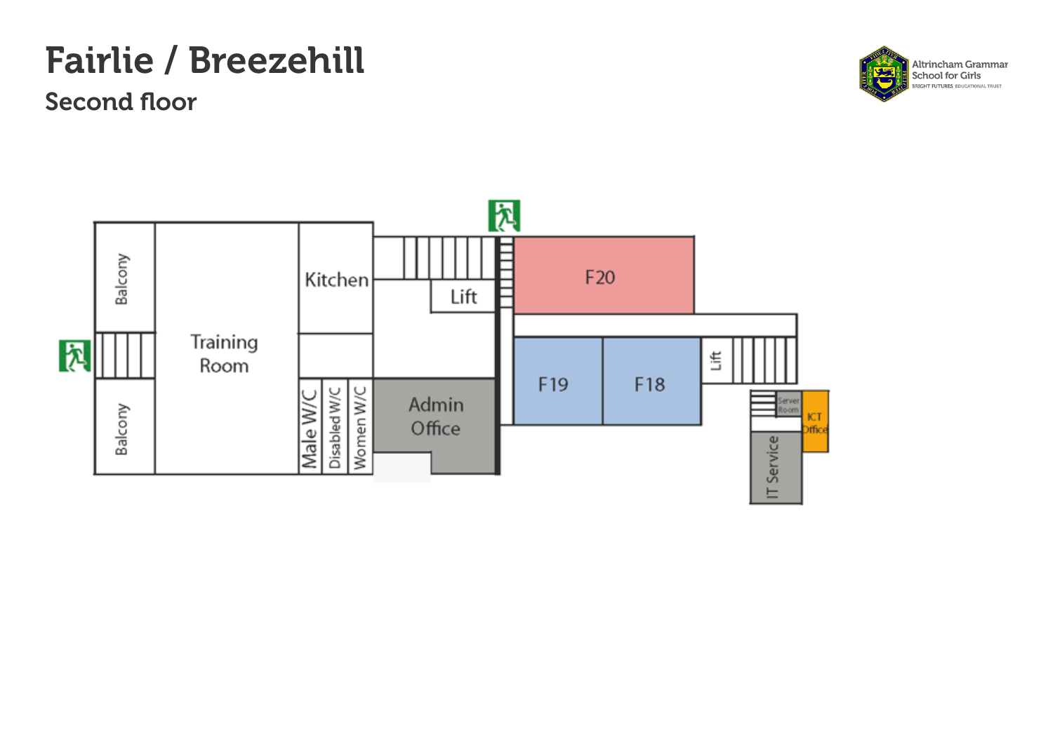# Fairlie / Breezehill

## Second floor

Altrincham Grammar School for Girls
BRIGHT FUTURES EDUCATIONAL TRUST

Balcony

Training Room

Kitchen

Lift

F20

Balcony

Male W/C

Disabled W/C

Women W/C

Admin Office

F19

F18

Lift

Server Room

ICT Office

IT Service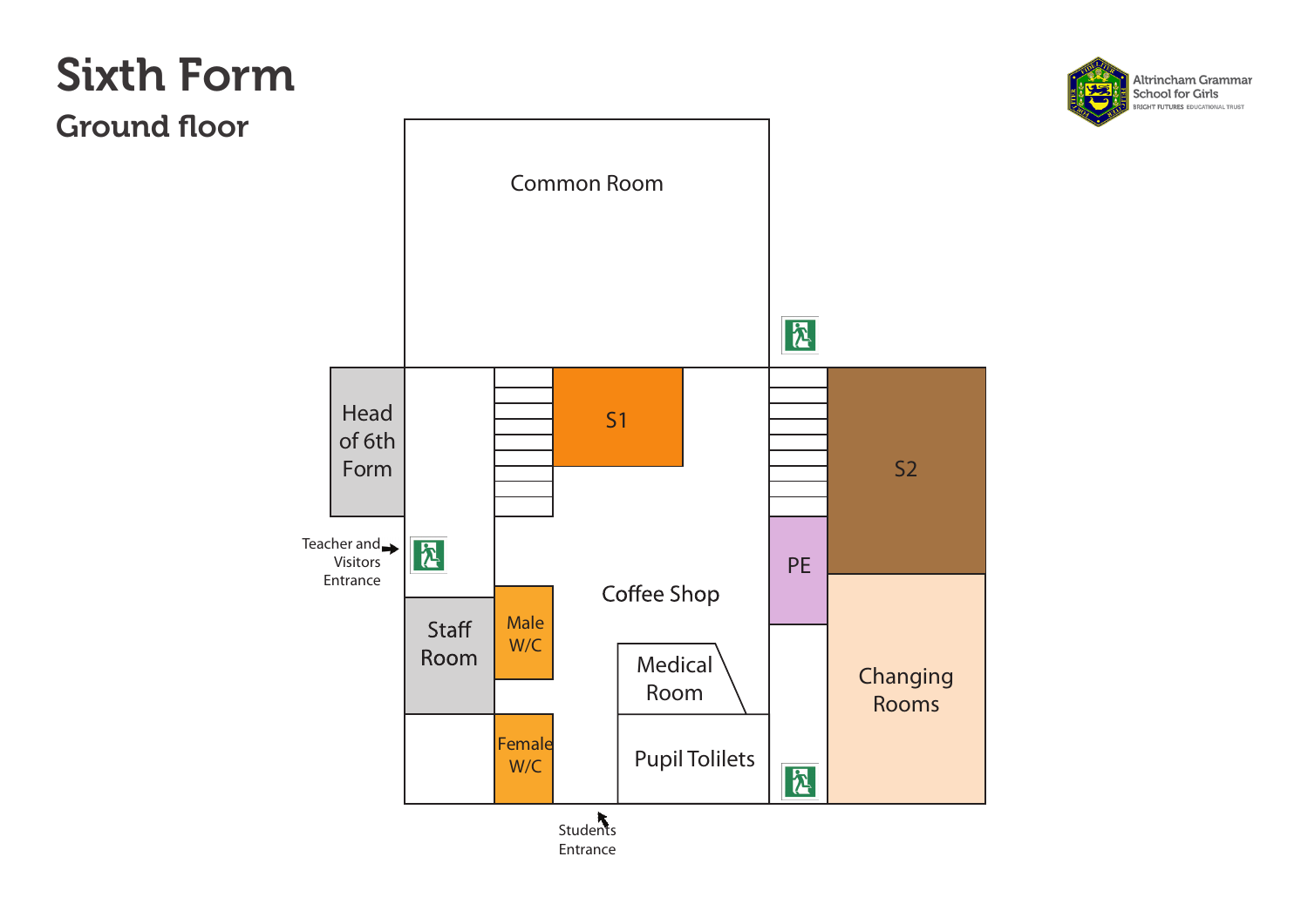# Sixth Form

## Ground floor

Altrincham Grammar School for Girls
BRIGHT FUTURES EDUCATIONAL TRUST

Common Room

Head of 6th Form

S1

S2

PE

Teacher and Visitors Entrance

Coffee Shop

Staff Room

Male W/C

Medical Room

Changing Rooms

Female W/C

Pupil Tolilets

Students Entrance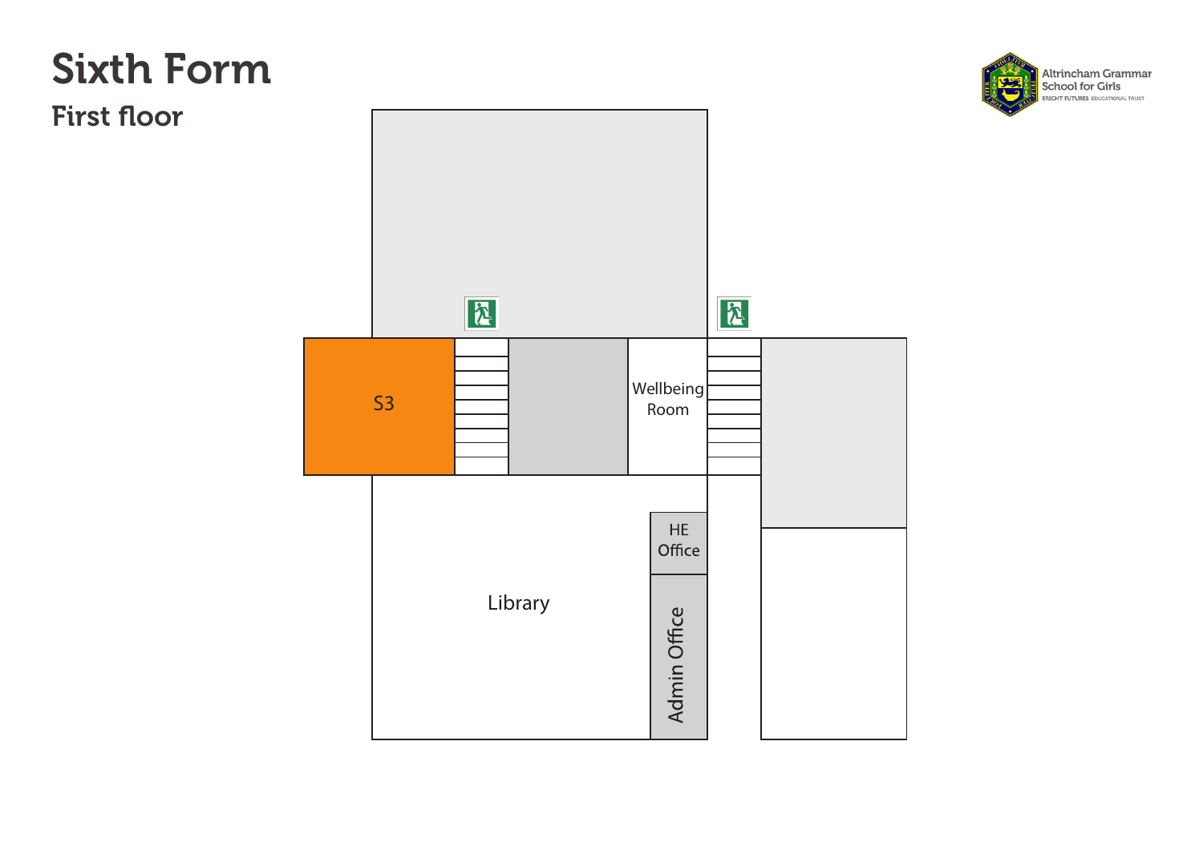# Sixth Form

## First floor

S3

Wellbeing Room

HE Office

Library

Admin Office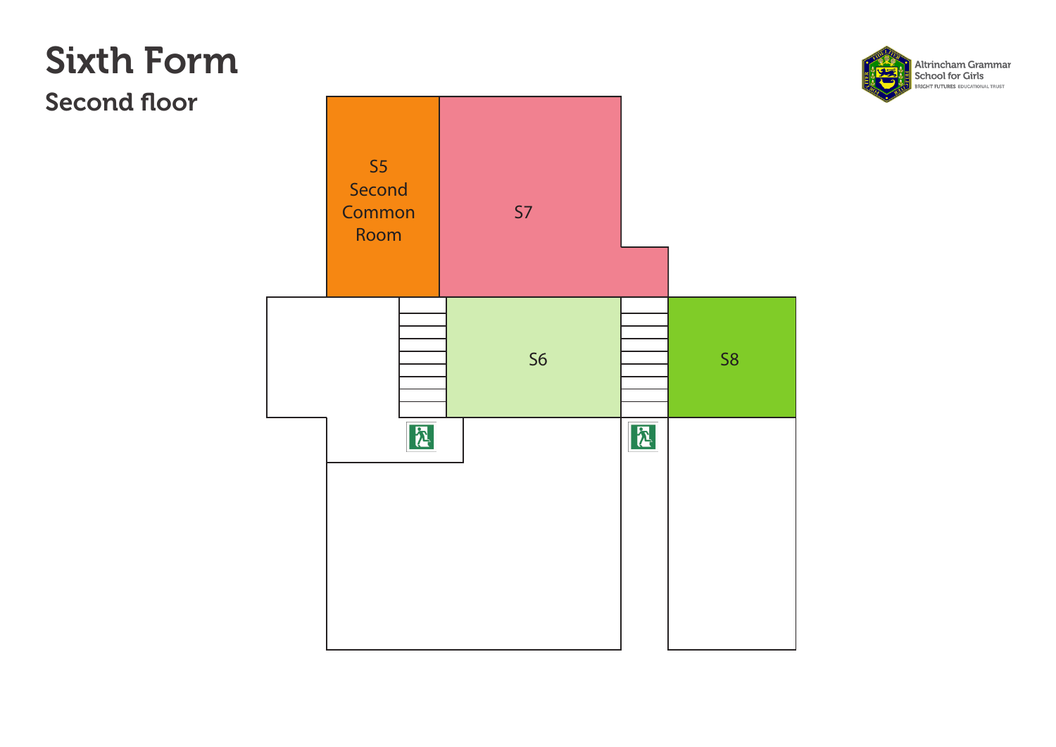# Sixth Form

## Second floor

Altrincham Grammar School for Girls
BRIGHT FUTURES EDUCATIONAL TRUST

S5
Second
Common
Room

S7

S6

S8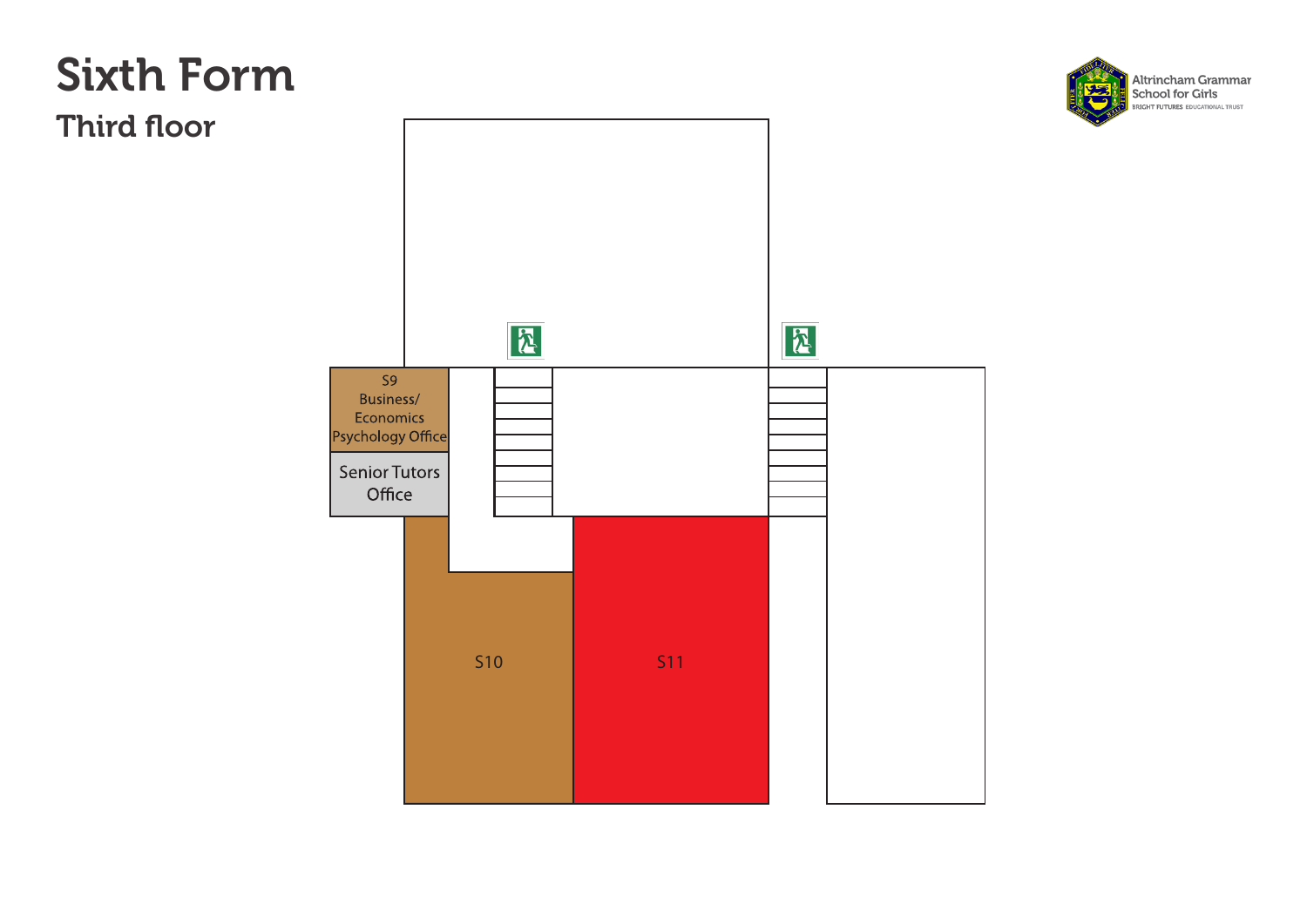# Sixth Form

## Third floor

Altrincham Grammar School for Girls

BRIGHT FUTURES EDUCATIONAL TRUST

S9
Business/
Economics
Psychology Office

Senior Tutors
Office

S10

S11